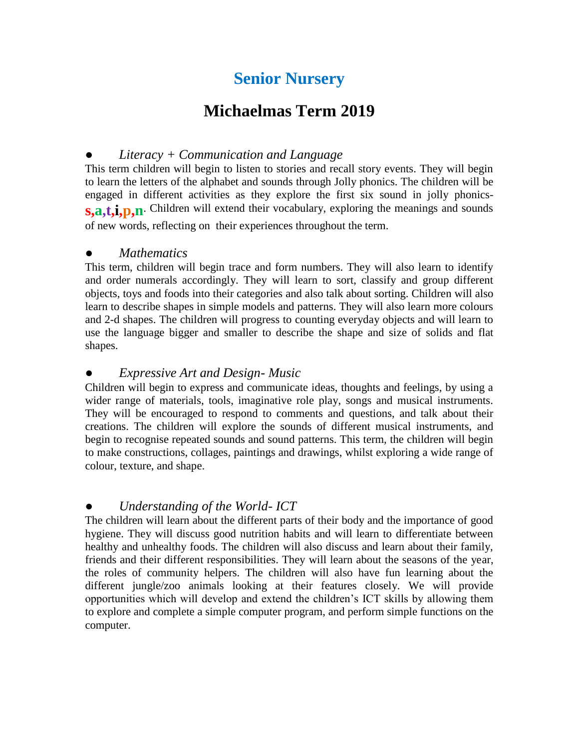# Senior Nursery

## Michaelmas Term 2019

- *Literacy + Communication and Language*

This term children will begin to listen to stories and recall story events. They will begin to learn the letters of the alphabet and sounds through Jolly phonics. The children will be engaged in different activities as they explore the first six sound in jolly phonics- **s,a,t,i,p,n**. Children will extend their vocabulary, exploring the meanings and sounds of new words, reflecting on their experiences throughout the term.

- *Mathematics*

This term, children will begin trace and form numbers. They will also learn to identify and order numerals accordingly. They will learn to sort, classify and group different objects, toys and foods into their categories and also talk about sorting. Children will also learn to describe shapes in simple models and patterns. They will also learn more colours and 2-d shapes. The children will progress to counting everyday objects and will learn to use the language bigger and smaller to describe the shape and size of solids and flat shapes.

- *Expressive Art and Design- Music*

Children will begin to express and communicate ideas, thoughts and feelings, by using a wider range of materials, tools, imaginative role play, songs and musical instruments. They will be encouraged to respond to comments and questions, and talk about their creations. The children will explore the sounds of different musical instruments, and begin to recognise repeated sounds and sound patterns. This term, the children will begin to make constructions, collages, paintings and drawings, whilst exploring a wide range of colour, texture, and shape.

- *Understanding of the World- ICT*

The children will learn about the different parts of their body and the importance of good hygiene. They will discuss good nutrition habits and will learn to differentiate between healthy and unhealthy foods. The children will also discuss and learn about their family, friends and their different responsibilities. They will learn about the seasons of the year, the roles of community helpers. The children will also have fun learning about the different jungle/zoo animals looking at their features closely. We will provide opportunities which will develop and extend the children's ICT skills by allowing them to explore and complete a simple computer program, and perform simple functions on the computer.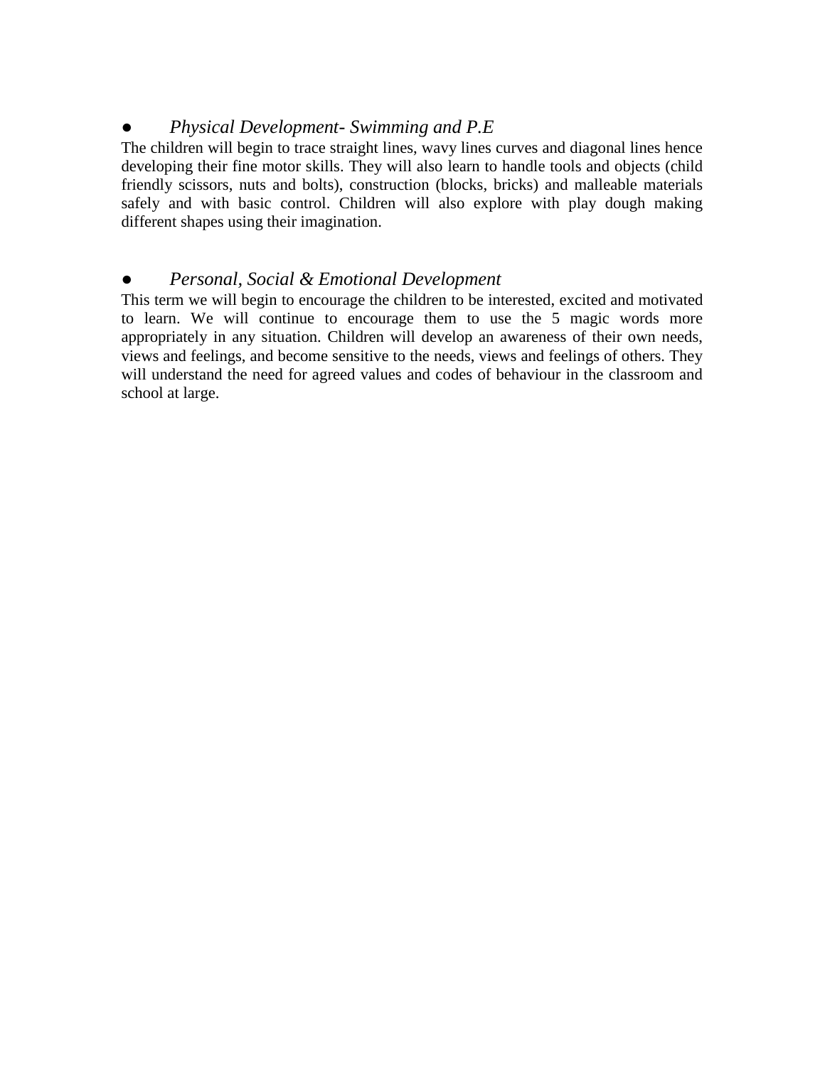- *Physical Development- Swimming and P.E*

The children will begin to trace straight lines, wavy lines curves and diagonal lines hence developing their fine motor skills. They will also learn to handle tools and objects (child friendly scissors, nuts and bolts), construction (blocks, bricks) and malleable materials safely and with basic control. Children will also explore with play dough making different shapes using their imagination.

- *Personal, Social & Emotional Development*

This term we will begin to encourage the children to be interested, excited and motivated to learn. We will continue to encourage them to use the 5 magic words more appropriately in any situation. Children will develop an awareness of their own needs, views and feelings, and become sensitive to the needs, views and feelings of others. They will understand the need for agreed values and codes of behaviour in the classroom and school at large.